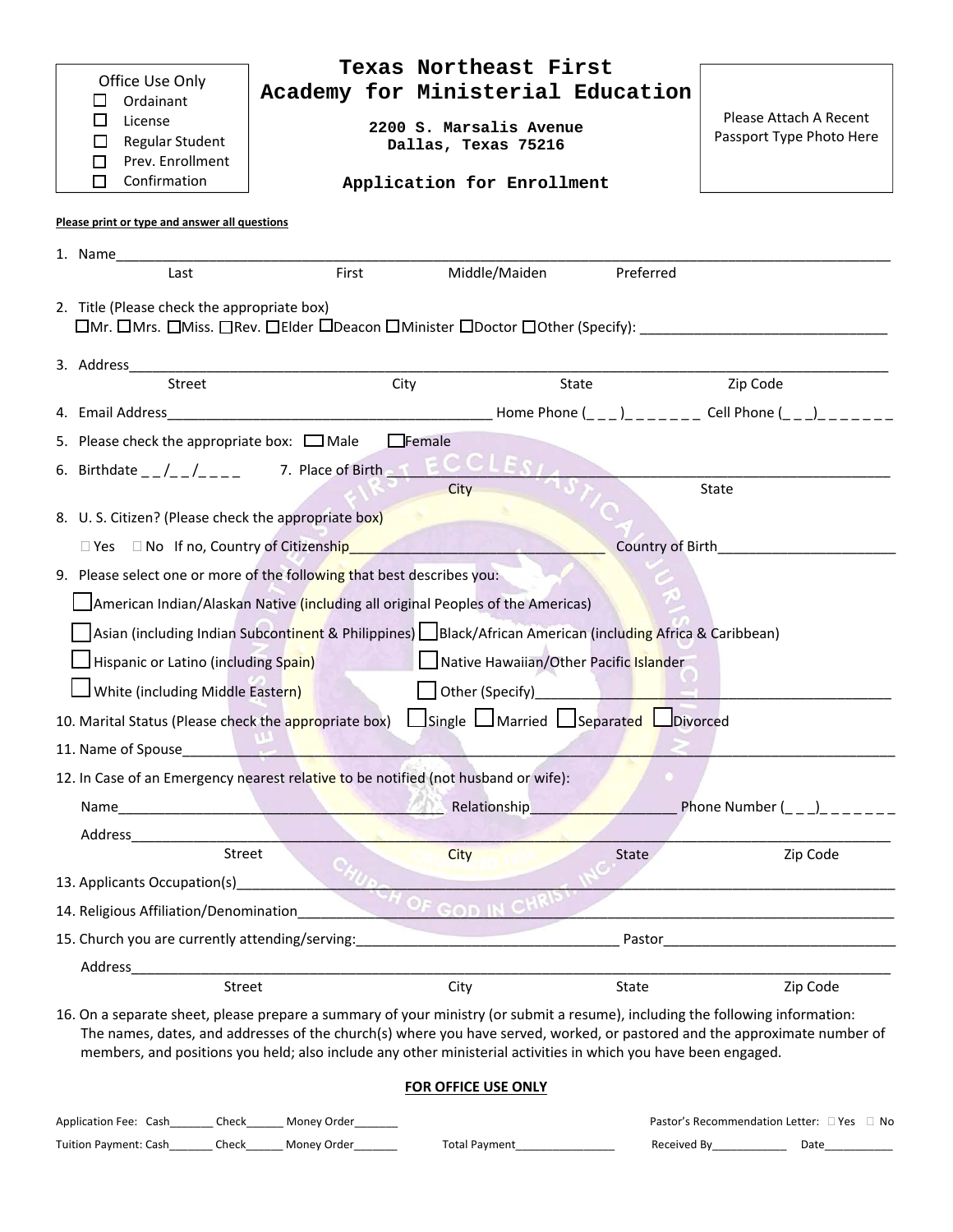Office Use Only
☐ Ordainant
☐ License
☐ Regular Student
☐ Prev. Enrollment
☐ Confirmation

# Texas Northeast First
# Academy for Ministerial Education

**2200 S. Marsalis Avenue**
**Dallas, Texas 75216**

## Application for Enrollment

Please Attach A Recent Passport Type Photo Here

**Please print or type and answer all questions**

1. Name_______________________________________________________________
   Last First Middle/Maiden Preferred

2. Title (Please check the appropriate box)
   ☐Mr. ☐Mrs. ☐Miss. ☐Rev. ☐Elder ☐Deacon ☐Minister ☐Doctor ☐Other (Specify): ________________________________

3. Address_______________________________________________________________
   Street City State Zip Code

4. Email Address_________________________________________ Home Phone (_ _ _)_ _ _ _ _ _ _ Cell Phone (_ _ _)_ _ _ _ _ _ _

5. Please check the appropriate box: ☐ Male ☐Female

6. Birthdate _ _/_ _/_ _ _ _ 7. Place of Birth ___________________________________________
   City State

8. U. S. Citizen? (Please check the appropriate box)
   ☐ Yes ☐ No If no, Country of Citizenship________________________________ Country of Birth________________________

9. Please select one or more of the following that best describes you:
   ☐American Indian/Alaskan Native (including all original Peoples of the Americas)
   ☐Asian (including Indian Subcontinent & Philippines) ☐Black/African American (including Africa & Caribbean)
   ☐Hispanic or Latino (including Spain) ☐Native Hawaiian/Other Pacific Islander
   ☐White (including Middle Eastern) ☐Other (Specify)______________________________________________

10. Marital Status (Please check the appropriate box) ☐Single ☐Married ☐Separated ☐Divorced

11. Name of Spouse_______________________________________________________________

12. In Case of an Emergency nearest relative to be notified (not husband or wife):
    Name__________________________________________ Relationship__________________ Phone Number (_ _ _)_ _ _ _ _ _ _
    Address_______________________________________________________________
    Street City State Zip Code

13. Applicants Occupation(s)_______________________________________________________________

14. Religious Affiliation/Denomination_______________________________________________________________

15. Church you are currently attending/serving:__________________________________ Pastor______________________________
    Address_______________________________________________________________
    Street City State Zip Code

16. On a separate sheet, please prepare a summary of your ministry (or submit a resume), including the following information: The names, dates, and addresses of the church(s) where you have served, worked, or pastored and the approximate number of members, and positions you held; also include any other ministerial activities in which you have been engaged.

**FOR OFFICE USE ONLY**

Application Fee: Cash_______ Check______ Money Order_______ Pastor's Recommendation Letter: ☐ Yes ☐ No

Tuition Payment: Cash_______ Check______ Money Order_______ Total Payment________________ Received By____________ Date___________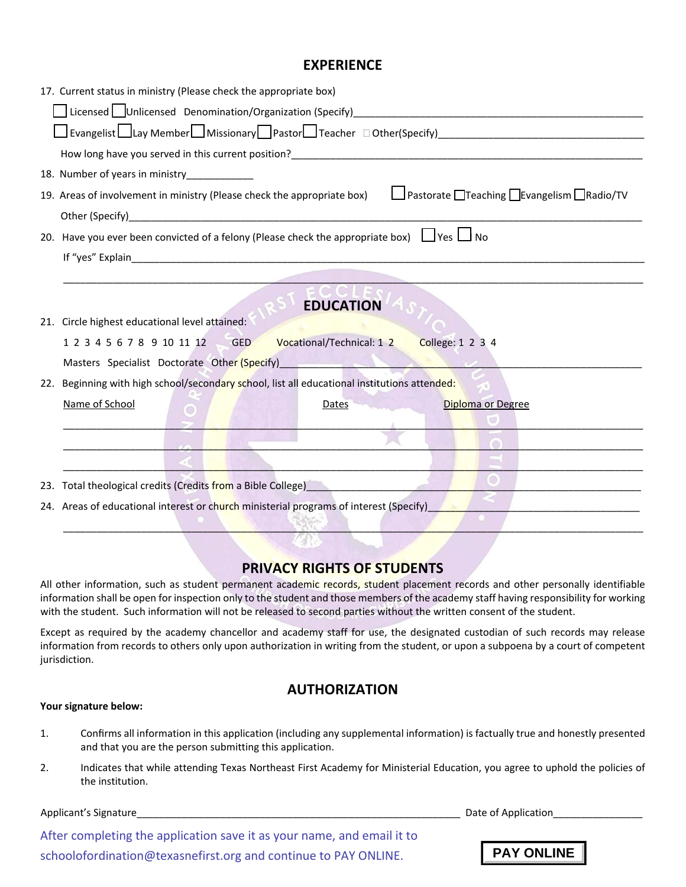## EXPERIENCE

17. Current status in ministry (Please check the appropriate box)

   ☐ Licensed ☐ Unlicensed Denomination/Organization (Specify)_______________________________________________

   ☐ Evangelist ☐ Lay Member ☐ Missionary ☐ Pastor ☐ Teacher ☐ Other(Specify)___________________________________

   How long have you served in this current position?_____________________________________________________

18. Number of years in ministry____________

19. Areas of involvement in ministry (Please check the appropriate box) ☐ Pastorate ☐ Teaching ☐ Evangelism ☐ Radio/TV

   Other (Specify)_________________________________________________________________________________

20. Have you ever been convicted of a felony (Please check the appropriate box) ☐ Yes ☐ No

   If "yes" Explain_______________________________________________________________________________

   ______________________________________________________________________________________________

## EDUCATION

21. Circle highest educational level attained:

   1 2 3 4 5 6 7 8 9 10 11 12 GED Vocational/Technical: 1 2 College: 1 2 3 4

   Masters Specialist Doctorate Other (Specify)_________________________________________________________

22. Beginning with high school/secondary school, list all educational institutions attended:

| Name of School | Dates | Diploma or Degree |
|---|---|---|
| | | |
| | | |
| | | |

23. Total theological credits (Credits from a Bible College)_____________________________________________________

24. Areas of educational interest or church ministerial programs of interest (Specify)________________________________

   ______________________________________________________________________________________________

## PRIVACY RIGHTS OF STUDENTS

All other information, such as student permanent academic records, student placement records and other personally identifiable information shall be open for inspection only to the student and those members of the academy staff having responsibility for working with the student. Such information will not be released to second parties without the written consent of the student.

Except as required by the academy chancellor and academy staff for use, the designated custodian of such records may release information from records to others only upon authorization in writing from the student, or upon a subpoena by a court of competent jurisdiction.

## AUTHORIZATION

**Your signature below:**

1. Confirms all information in this application (including any supplemental information) is factually true and honestly presented and that you are the person submitting this application.

2. Indicates that while attending Texas Northeast First Academy for Ministerial Education, you agree to uphold the policies of the institution.

Applicant's Signature___________________________________________________ Date of Application________________

After completing the application save it as your name, and email it to schoolofordination@texasnefirst.org and continue to PAY ONLINE.

**PAY ONLINE**